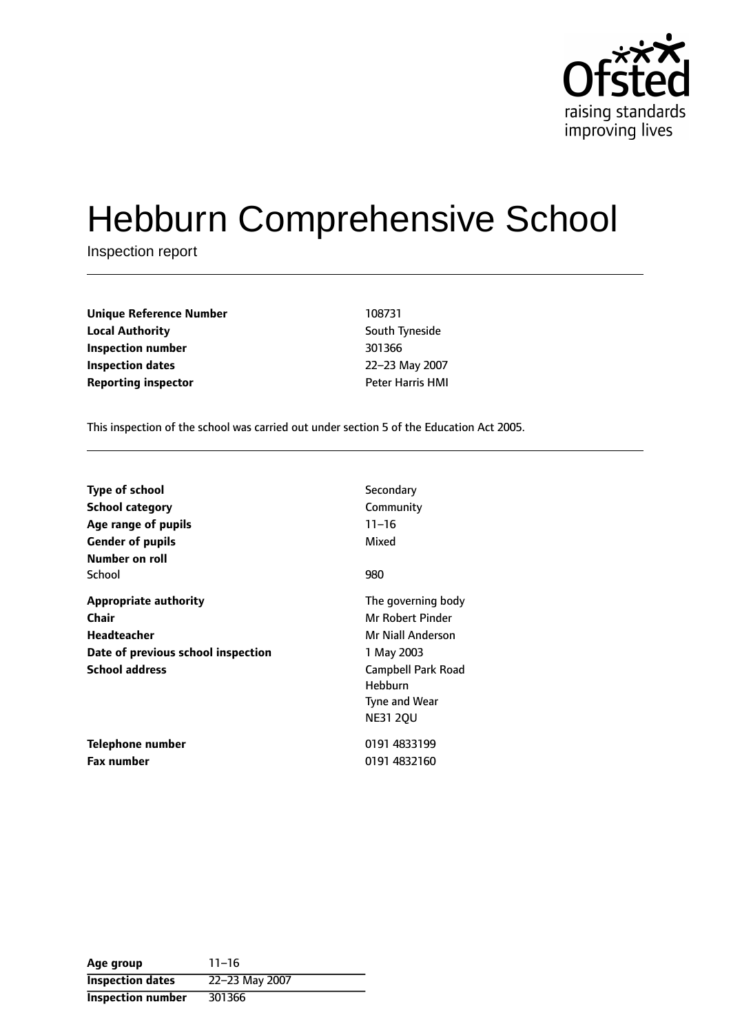Ofsted
raising standards
improving lives

# Hebburn Comprehensive School

Inspection report

| | |
|---|---|
| **Unique Reference Number** | 108731 |
| **Local Authority** | South Tyneside |
| **Inspection number** | 301366 |
| **Inspection dates** | 22–23 May 2007 |
| **Reporting inspector** | Peter Harris HMI |

This inspection of the school was carried out under section 5 of the Education Act 2005.

| | |
|---|---|
| **Type of school** | Secondary |
| **School category** | Community |
| **Age range of pupils** | 11–16 |
| **Gender of pupils** | Mixed |
| **Number on roll** | |
| School | 980 |
| **Appropriate authority** | The governing body |
| **Chair** | Mr Robert Pinder |
| **Headteacher** | Mr Niall Anderson |
| **Date of previous school inspection** | 1 May 2003 |
| **School address** | Campbell Park Road<br>Hebburn<br>Tyne and Wear<br>NE31 2QU |
| **Telephone number** | 0191 4833199 |
| **Fax number** | 0191 4832160 |

| | |
|---|---|
| **Age group** | 11–16 |
| **Inspection dates** | 22–23 May 2007 |
| **Inspection number** | 301366 |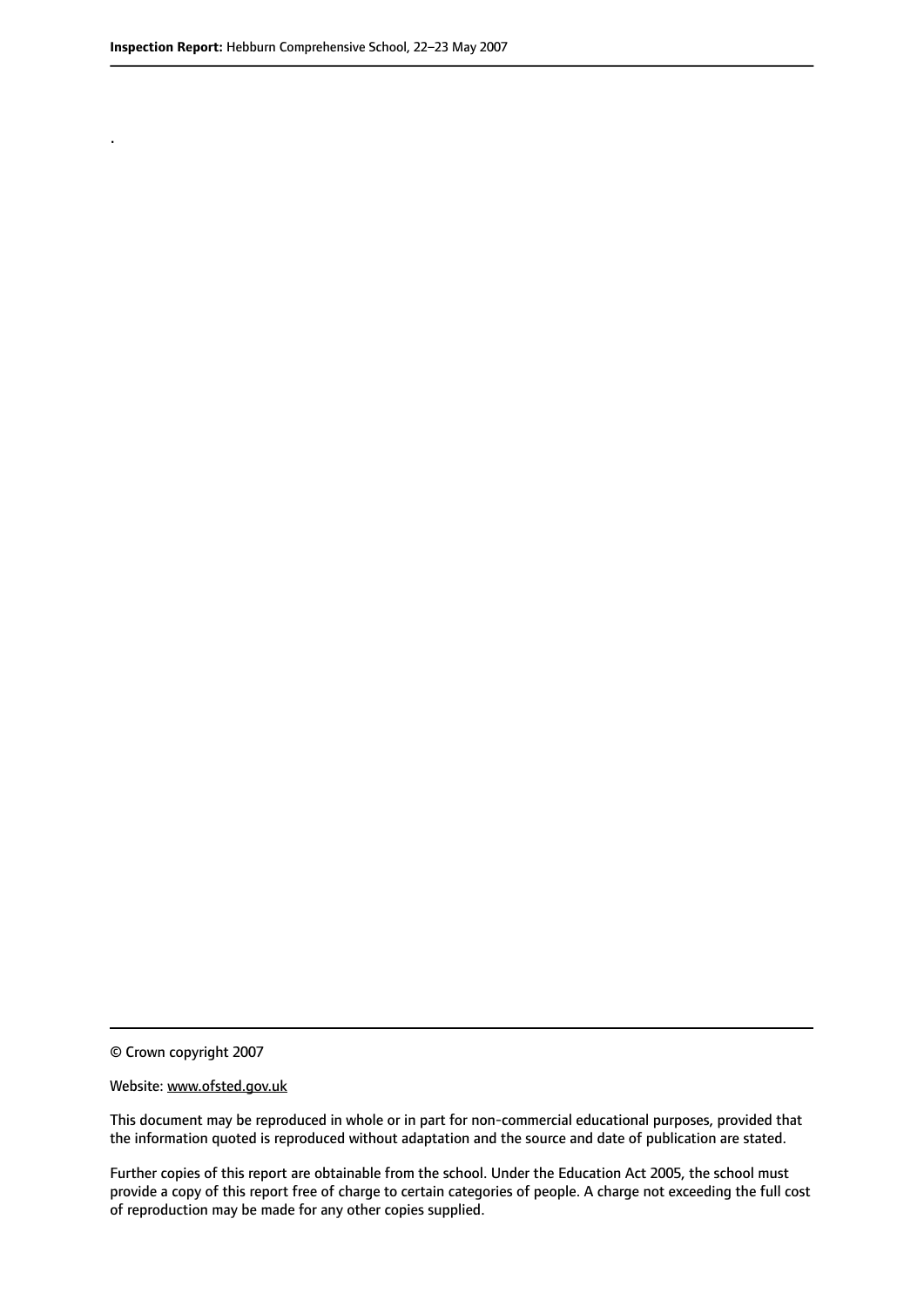.

© Crown copyright 2007

Website: www.ofsted.gov.uk

This document may be reproduced in whole or in part for non-commercial educational purposes, provided that the information quoted is reproduced without adaptation and the source and date of publication are stated.

Further copies of this report are obtainable from the school. Under the Education Act 2005, the school must provide a copy of this report free of charge to certain categories of people. A charge not exceeding the full cost of reproduction may be made for any other copies supplied.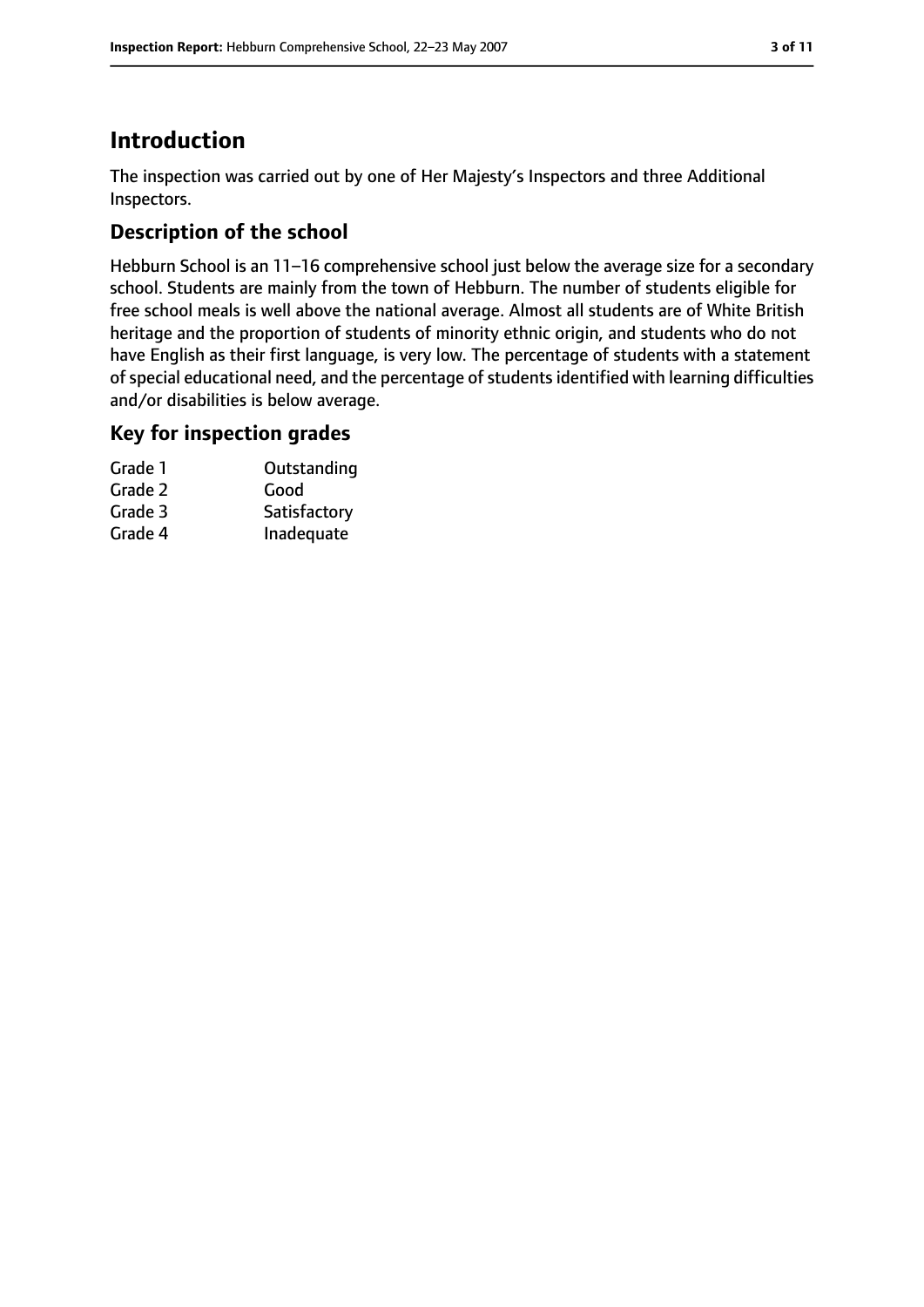# Introduction

The inspection was carried out by one of Her Majesty's Inspectors and three Additional Inspectors.

## Description of the school

Hebburn School is an 11–16 comprehensive school just below the average size for a secondary school. Students are mainly from the town of Hebburn. The number of students eligible for free school meals is well above the national average. Almost all students are of White British heritage and the proportion of students of minority ethnic origin, and students who do not have English as their first language, is very low. The percentage of students with a statement of special educational need, and the percentage of students identified with learning difficulties and/or disabilities is below average.

## Key for inspection grades

| | |
|---|---|
| Grade 1 | Outstanding |
| Grade 2 | Good |
| Grade 3 | Satisfactory |
| Grade 4 | Inadequate |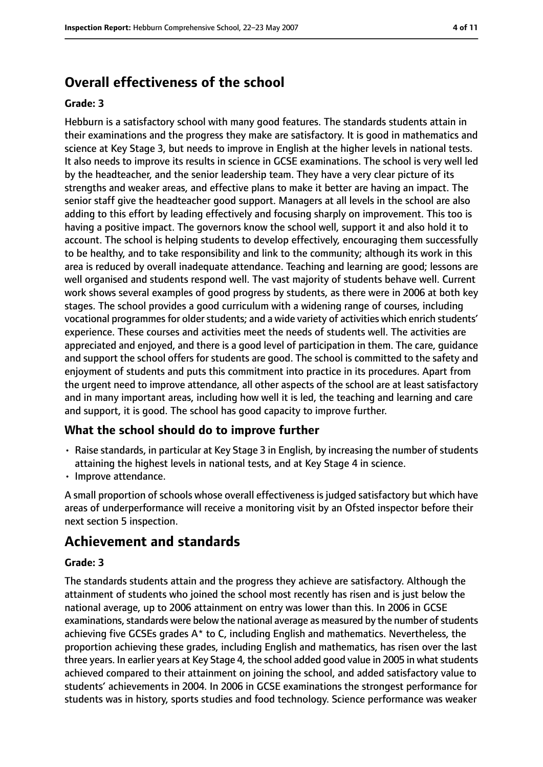## Overall effectiveness of the school

### Grade: 3

Hebburn is a satisfactory school with many good features. The standards students attain in their examinations and the progress they make are satisfactory. It is good in mathematics and science at Key Stage 3, but needs to improve in English at the higher levels in national tests. It also needs to improve its results in science in GCSE examinations. The school is very well led by the headteacher, and the senior leadership team. They have a very clear picture of its strengths and weaker areas, and effective plans to make it better are having an impact. The senior staff give the headteacher good support. Managers at all levels in the school are also adding to this effort by leading effectively and focusing sharply on improvement. This too is having a positive impact. The governors know the school well, support it and also hold it to account. The school is helping students to develop effectively, encouraging them successfully to be healthy, and to take responsibility and link to the community; although its work in this area is reduced by overall inadequate attendance. Teaching and learning are good; lessons are well organised and students respond well. The vast majority of students behave well. Current work shows several examples of good progress by students, as there were in 2006 at both key stages. The school provides a good curriculum with a widening range of courses, including vocational programmes for older students; and a wide variety of activities which enrich students' experience. These courses and activities meet the needs of students well. The activities are appreciated and enjoyed, and there is a good level of participation in them. The care, guidance and support the school offers for students are good. The school is committed to the safety and enjoyment of students and puts this commitment into practice in its procedures. Apart from the urgent need to improve attendance, all other aspects of the school are at least satisfactory and in many important areas, including how well it is led, the teaching and learning and care and support, it is good. The school has good capacity to improve further.

### What the school should do to improve further

- Raise standards, in particular at Key Stage 3 in English, by increasing the number of students attaining the highest levels in national tests, and at Key Stage 4 in science.
- Improve attendance.

A small proportion of schools whose overall effectiveness is judged satisfactory but which have areas of underperformance will receive a monitoring visit by an Ofsted inspector before their next section 5 inspection.

## Achievement and standards

### Grade: 3

The standards students attain and the progress they achieve are satisfactory. Although the attainment of students who joined the school most recently has risen and is just below the national average, up to 2006 attainment on entry was lower than this. In 2006 in GCSE examinations, standards were below the national average as measured by the number of students achieving five GCSEs grades A* to C, including English and mathematics. Nevertheless, the proportion achieving these grades, including English and mathematics, has risen over the last three years. In earlier years at Key Stage 4, the school added good value in 2005 in what students achieved compared to their attainment on joining the school, and added satisfactory value to students' achievements in 2004. In 2006 in GCSE examinations the strongest performance for students was in history, sports studies and food technology. Science performance was weaker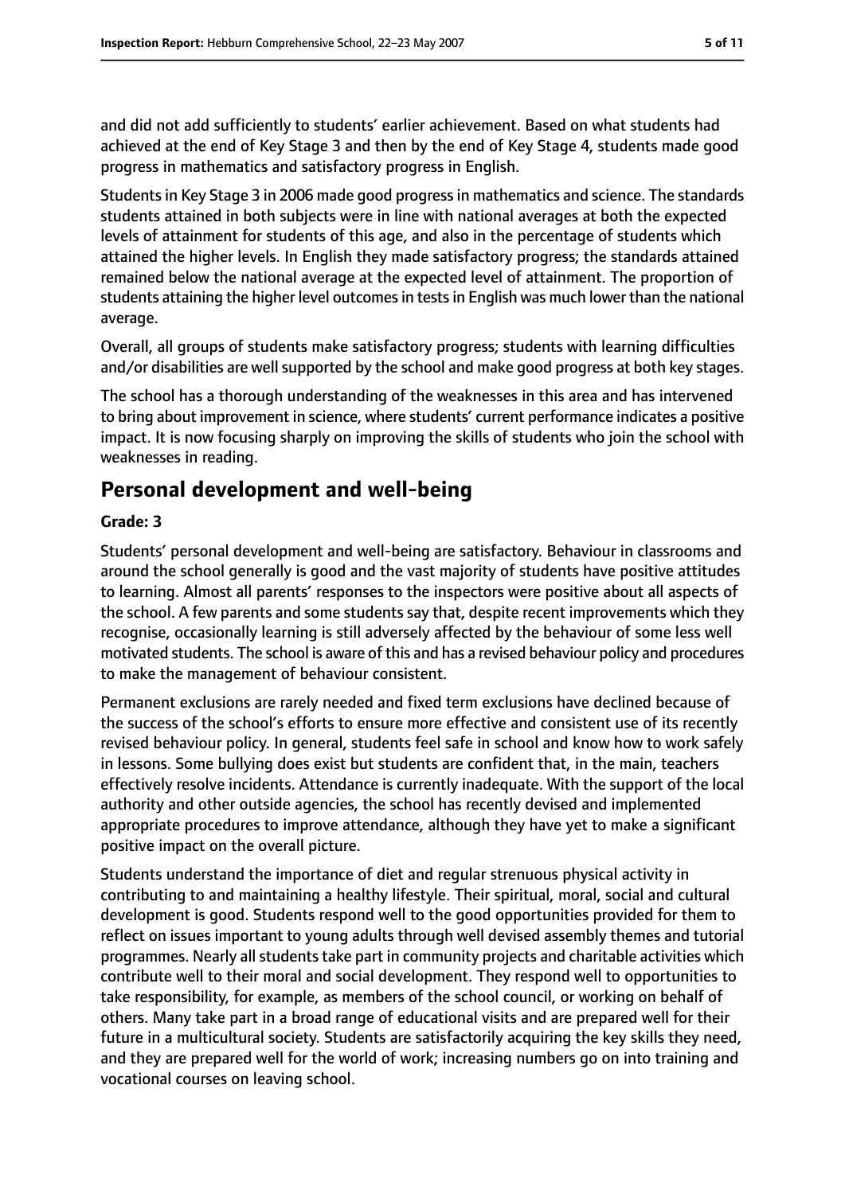and did not add sufficiently to students' earlier achievement. Based on what students had achieved at the end of Key Stage 3 and then by the end of Key Stage 4, students made good progress in mathematics and satisfactory progress in English.

Students in Key Stage 3 in 2006 made good progress in mathematics and science. The standards students attained in both subjects were in line with national averages at both the expected levels of attainment for students of this age, and also in the percentage of students which attained the higher levels. In English they made satisfactory progress; the standards attained remained below the national average at the expected level of attainment. The proportion of students attaining the higher level outcomes in tests in English was much lower than the national average.

Overall, all groups of students make satisfactory progress; students with learning difficulties and/or disabilities are well supported by the school and make good progress at both key stages.

The school has a thorough understanding of the weaknesses in this area and has intervened to bring about improvement in science, where students' current performance indicates a positive impact. It is now focusing sharply on improving the skills of students who join the school with weaknesses in reading.

## Personal development and well-being

**Grade: 3**

Students' personal development and well-being are satisfactory. Behaviour in classrooms and around the school generally is good and the vast majority of students have positive attitudes to learning. Almost all parents' responses to the inspectors were positive about all aspects of the school. A few parents and some students say that, despite recent improvements which they recognise, occasionally learning is still adversely affected by the behaviour of some less well motivated students. The school is aware of this and has a revised behaviour policy and procedures to make the management of behaviour consistent.

Permanent exclusions are rarely needed and fixed term exclusions have declined because of the success of the school's efforts to ensure more effective and consistent use of its recently revised behaviour policy. In general, students feel safe in school and know how to work safely in lessons. Some bullying does exist but students are confident that, in the main, teachers effectively resolve incidents. Attendance is currently inadequate. With the support of the local authority and other outside agencies, the school has recently devised and implemented appropriate procedures to improve attendance, although they have yet to make a significant positive impact on the overall picture.

Students understand the importance of diet and regular strenuous physical activity in contributing to and maintaining a healthy lifestyle. Their spiritual, moral, social and cultural development is good. Students respond well to the good opportunities provided for them to reflect on issues important to young adults through well devised assembly themes and tutorial programmes. Nearly all students take part in community projects and charitable activities which contribute well to their moral and social development. They respond well to opportunities to take responsibility, for example, as members of the school council, or working on behalf of others. Many take part in a broad range of educational visits and are prepared well for their future in a multicultural society. Students are satisfactorily acquiring the key skills they need, and they are prepared well for the world of work; increasing numbers go on into training and vocational courses on leaving school.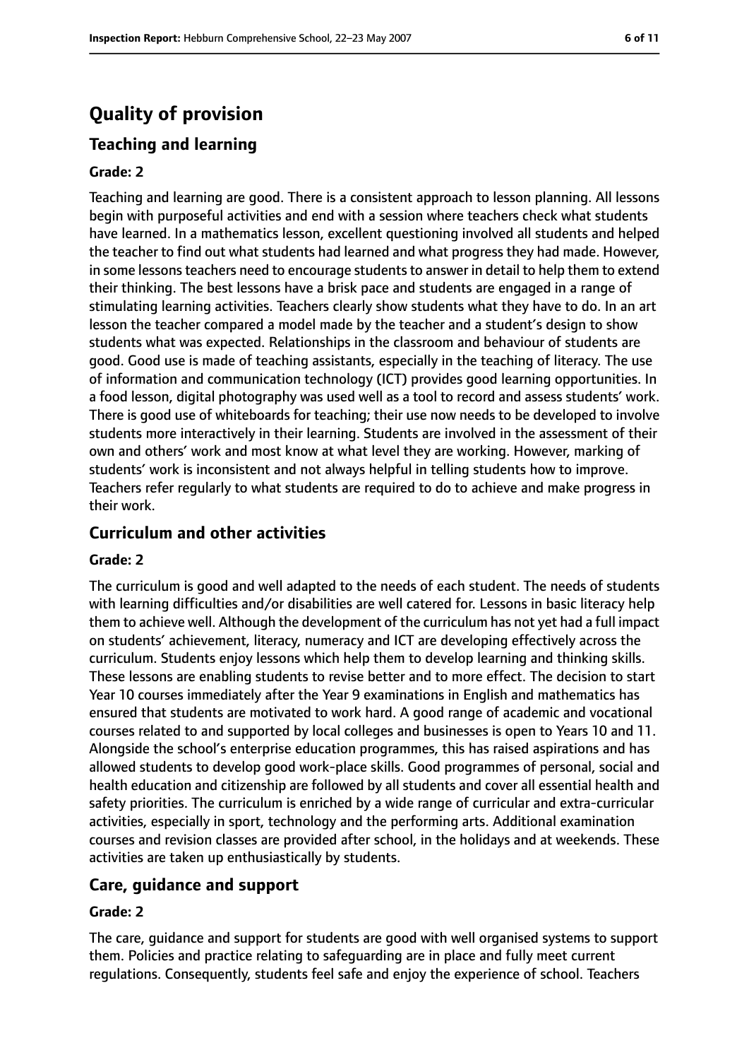# Quality of provision

## Teaching and learning

### Grade: 2

Teaching and learning are good. There is a consistent approach to lesson planning. All lessons begin with purposeful activities and end with a session where teachers check what students have learned. In a mathematics lesson, excellent questioning involved all students and helped the teacher to find out what students had learned and what progress they had made. However, in some lessons teachers need to encourage students to answer in detail to help them to extend their thinking. The best lessons have a brisk pace and students are engaged in a range of stimulating learning activities. Teachers clearly show students what they have to do. In an art lesson the teacher compared a model made by the teacher and a student's design to show students what was expected. Relationships in the classroom and behaviour of students are good. Good use is made of teaching assistants, especially in the teaching of literacy. The use of information and communication technology (ICT) provides good learning opportunities. In a food lesson, digital photography was used well as a tool to record and assess students' work. There is good use of whiteboards for teaching; their use now needs to be developed to involve students more interactively in their learning. Students are involved in the assessment of their own and others' work and most know at what level they are working. However, marking of students' work is inconsistent and not always helpful in telling students how to improve. Teachers refer regularly to what students are required to do to achieve and make progress in their work.

## Curriculum and other activities

### Grade: 2

The curriculum is good and well adapted to the needs of each student. The needs of students with learning difficulties and/or disabilities are well catered for. Lessons in basic literacy help them to achieve well. Although the development of the curriculum has not yet had a full impact on students' achievement, literacy, numeracy and ICT are developing effectively across the curriculum. Students enjoy lessons which help them to develop learning and thinking skills. These lessons are enabling students to revise better and to more effect. The decision to start Year 10 courses immediately after the Year 9 examinations in English and mathematics has ensured that students are motivated to work hard. A good range of academic and vocational courses related to and supported by local colleges and businesses is open to Years 10 and 11. Alongside the school's enterprise education programmes, this has raised aspirations and has allowed students to develop good work-place skills. Good programmes of personal, social and health education and citizenship are followed by all students and cover all essential health and safety priorities. The curriculum is enriched by a wide range of curricular and extra-curricular activities, especially in sport, technology and the performing arts. Additional examination courses and revision classes are provided after school, in the holidays and at weekends. These activities are taken up enthusiastically by students.

## Care, guidance and support

### Grade: 2

The care, guidance and support for students are good with well organised systems to support them. Policies and practice relating to safeguarding are in place and fully meet current regulations. Consequently, students feel safe and enjoy the experience of school. Teachers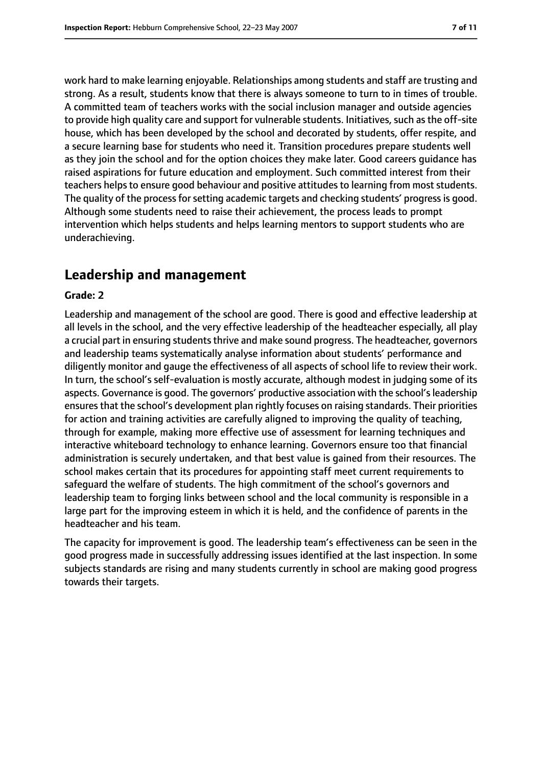work hard to make learning enjoyable. Relationships among students and staff are trusting and strong. As a result, students know that there is always someone to turn to in times of trouble. A committed team of teachers works with the social inclusion manager and outside agencies to provide high quality care and support for vulnerable students. Initiatives, such as the off-site house, which has been developed by the school and decorated by students, offer respite, and a secure learning base for students who need it. Transition procedures prepare students well as they join the school and for the option choices they make later. Good careers guidance has raised aspirations for future education and employment. Such committed interest from their teachers helps to ensure good behaviour and positive attitudes to learning from most students. The quality of the process for setting academic targets and checking students' progress is good. Although some students need to raise their achievement, the process leads to prompt intervention which helps students and helps learning mentors to support students who are underachieving.

## Leadership and management

**Grade: 2**

Leadership and management of the school are good. There is good and effective leadership at all levels in the school, and the very effective leadership of the headteacher especially, all play a crucial part in ensuring students thrive and make sound progress. The headteacher, governors and leadership teams systematically analyse information about students' performance and diligently monitor and gauge the effectiveness of all aspects of school life to review their work. In turn, the school's self-evaluation is mostly accurate, although modest in judging some of its aspects. Governance is good. The governors' productive association with the school's leadership ensures that the school's development plan rightly focuses on raising standards. Their priorities for action and training activities are carefully aligned to improving the quality of teaching, through for example, making more effective use of assessment for learning techniques and interactive whiteboard technology to enhance learning. Governors ensure too that financial administration is securely undertaken, and that best value is gained from their resources. The school makes certain that its procedures for appointing staff meet current requirements to safeguard the welfare of students. The high commitment of the school's governors and leadership team to forging links between school and the local community is responsible in a large part for the improving esteem in which it is held, and the confidence of parents in the headteacher and his team.

The capacity for improvement is good. The leadership team's effectiveness can be seen in the good progress made in successfully addressing issues identified at the last inspection. In some subjects standards are rising and many students currently in school are making good progress towards their targets.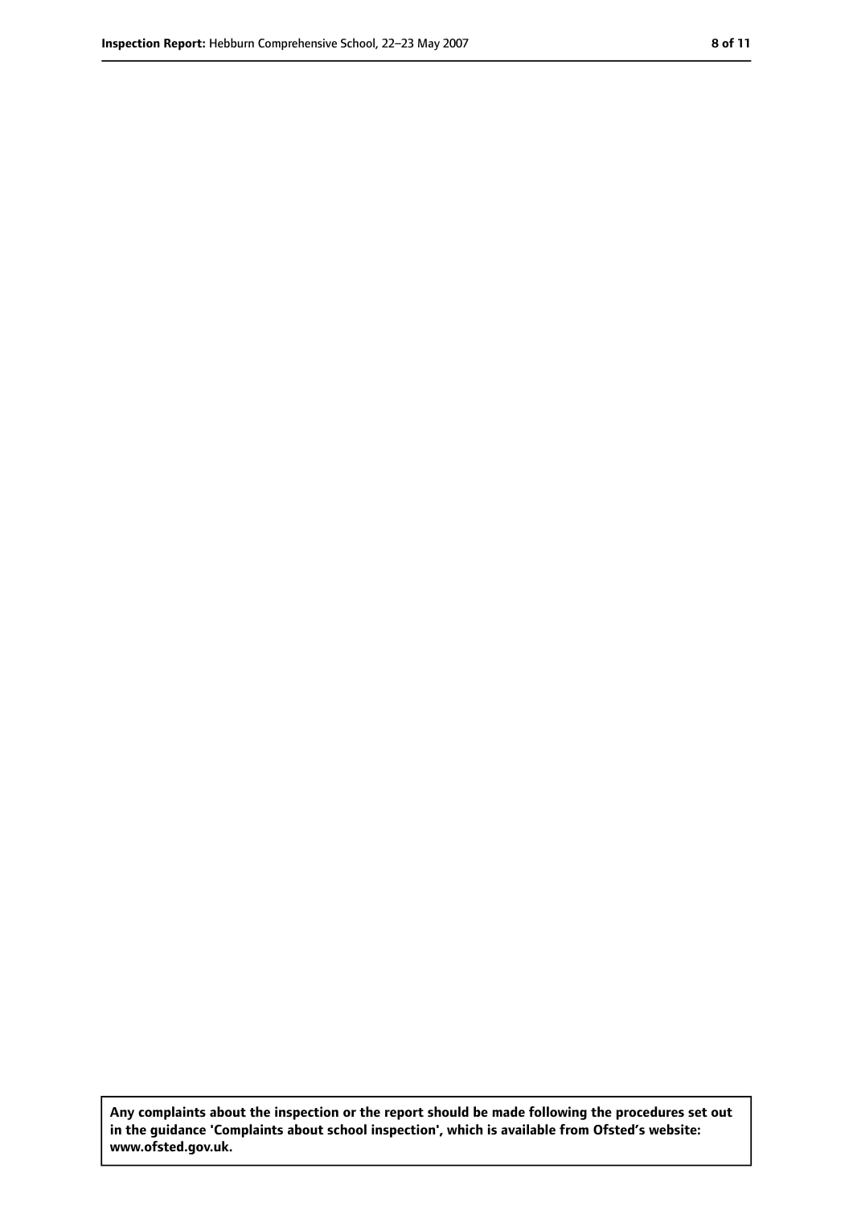**Any complaints about the inspection or the report should be made following the procedures set out in the guidance 'Complaints about school inspection', which is available from Ofsted's website: www.ofsted.gov.uk.**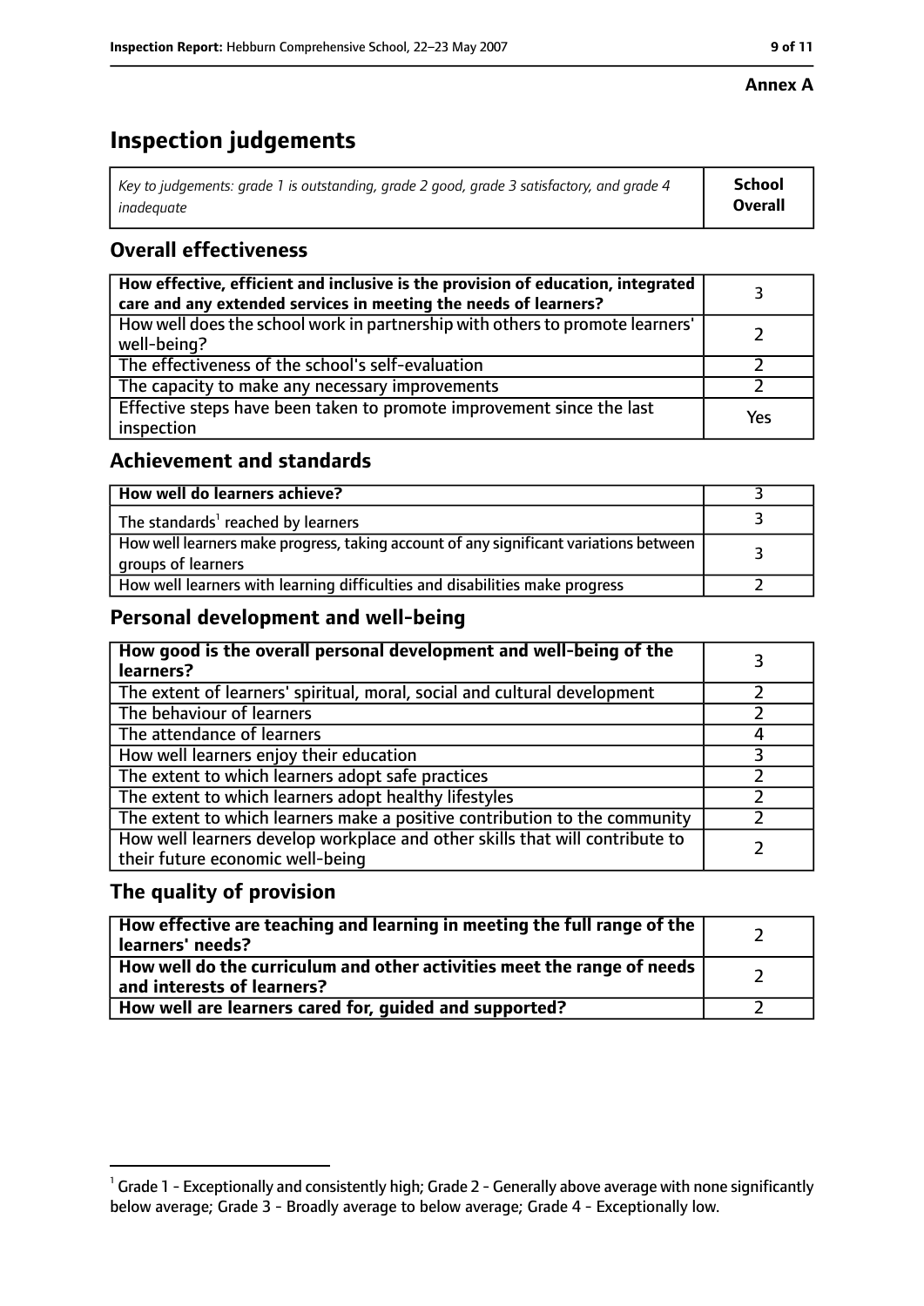**Annex A**

# Inspection judgements

| *Key to judgements: grade 1 is outstanding, grade 2 good, grade 3 satisfactory, and grade 4 inadequate* | **School Overall** |
|---|---|

## Overall effectiveness

| | |
|---|---|
| **How effective, efficient and inclusive is the provision of education, integrated care and any extended services in meeting the needs of learners?** | 3 |
| How well does the school work in partnership with others to promote learners' well-being? | 2 |
| The effectiveness of the school's self-evaluation | 2 |
| The capacity to make any necessary improvements | 2 |
| Effective steps have been taken to promote improvement since the last inspection | Yes |

## Achievement and standards

| | |
|---|---|
| **How well do learners achieve?** | 3 |
| The standards[1] reached by learners | 3 |
| How well learners make progress, taking account of any significant variations between groups of learners | 3 |
| How well learners with learning difficulties and disabilities make progress | 2 |

## Personal development and well-being

| | |
|---|---|
| **How good is the overall personal development and well-being of the learners?** | 3 |
| The extent of learners' spiritual, moral, social and cultural development | 2 |
| The behaviour of learners | 2 |
| The attendance of learners | 4 |
| How well learners enjoy their education | 3 |
| The extent to which learners adopt safe practices | 2 |
| The extent to which learners adopt healthy lifestyles | 2 |
| The extent to which learners make a positive contribution to the community | 2 |
| How well learners develop workplace and other skills that will contribute to their future economic well-being | 2 |

## The quality of provision

| | |
|---|---|
| **How effective are teaching and learning in meeting the full range of the learners' needs?** | 2 |
| **How well do the curriculum and other activities meet the range of needs and interests of learners?** | 2 |
| **How well are learners cared for, guided and supported?** | 2 |

[1] Grade 1 - Exceptionally and consistently high; Grade 2 - Generally above average with none significantly below average; Grade 3 - Broadly average to below average; Grade 4 - Exceptionally low.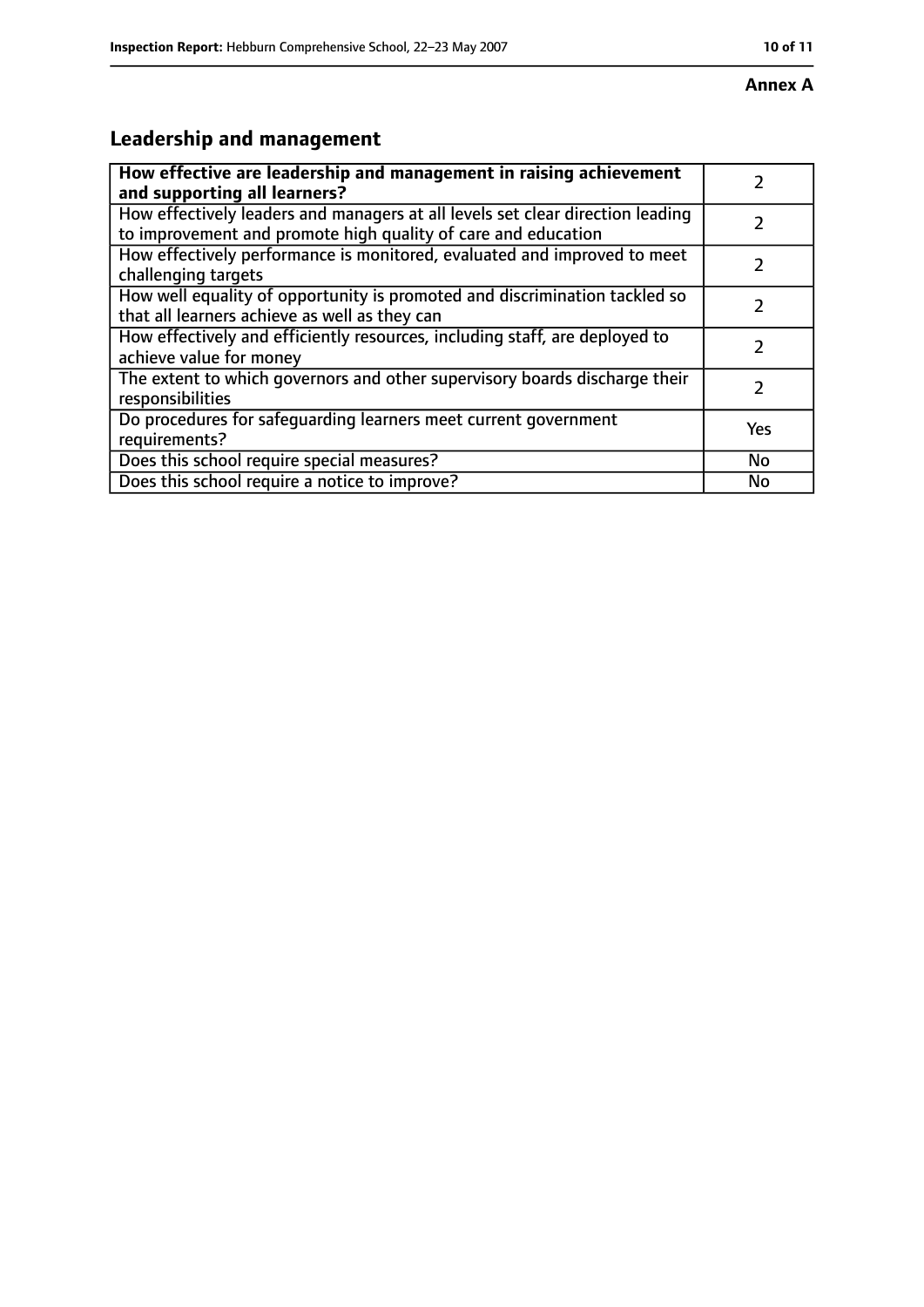**Annex A**

## Leadership and management

| How effective are leadership and management in raising achievement and supporting all learners? | 2 |
|---|---|
| How effectively leaders and managers at all levels set clear direction leading to improvement and promote high quality of care and education | 2 |
| How effectively performance is monitored, evaluated and improved to meet challenging targets | 2 |
| How well equality of opportunity is promoted and discrimination tackled so that all learners achieve as well as they can | 2 |
| How effectively and efficiently resources, including staff, are deployed to achieve value for money | 2 |
| The extent to which governors and other supervisory boards discharge their responsibilities | 2 |
| Do procedures for safeguarding learners meet current government requirements? | Yes |
| Does this school require special measures? | No |
| Does this school require a notice to improve? | No |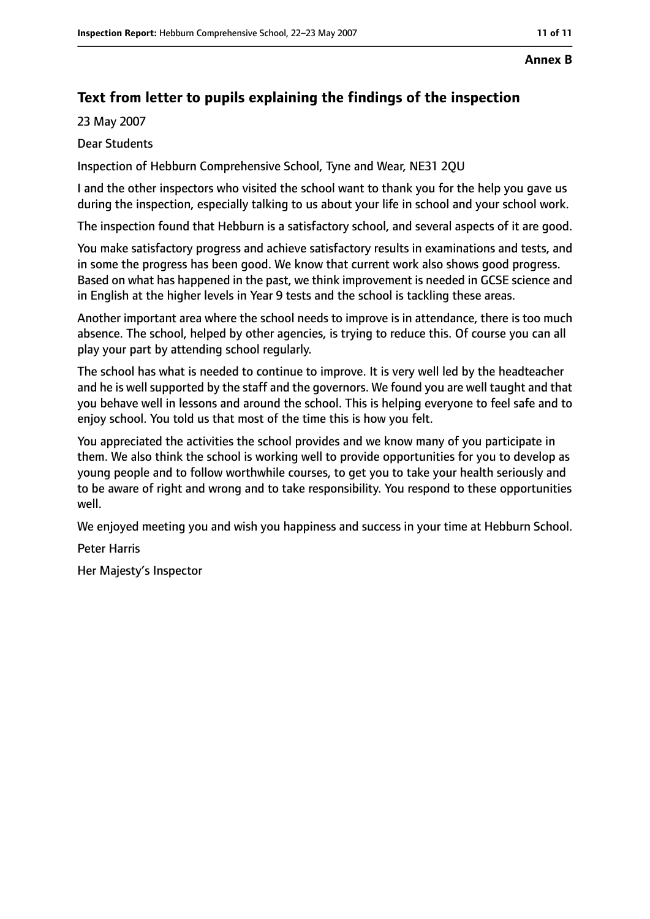**Annex B**

## Text from letter to pupils explaining the findings of the inspection

23 May 2007

Dear Students

Inspection of Hebburn Comprehensive School, Tyne and Wear, NE31 2QU

I and the other inspectors who visited the school want to thank you for the help you gave us during the inspection, especially talking to us about your life in school and your school work.

The inspection found that Hebburn is a satisfactory school, and several aspects of it are good.

You make satisfactory progress and achieve satisfactory results in examinations and tests, and in some the progress has been good. We know that current work also shows good progress. Based on what has happened in the past, we think improvement is needed in GCSE science and in English at the higher levels in Year 9 tests and the school is tackling these areas.

Another important area where the school needs to improve is in attendance, there is too much absence. The school, helped by other agencies, is trying to reduce this. Of course you can all play your part by attending school regularly.

The school has what is needed to continue to improve. It is very well led by the headteacher and he is well supported by the staff and the governors. We found you are well taught and that you behave well in lessons and around the school. This is helping everyone to feel safe and to enjoy school. You told us that most of the time this is how you felt.

You appreciated the activities the school provides and we know many of you participate in them. We also think the school is working well to provide opportunities for you to develop as young people and to follow worthwhile courses, to get you to take your health seriously and to be aware of right and wrong and to take responsibility. You respond to these opportunities well.

We enjoyed meeting you and wish you happiness and success in your time at Hebburn School.

Peter Harris

Her Majesty's Inspector